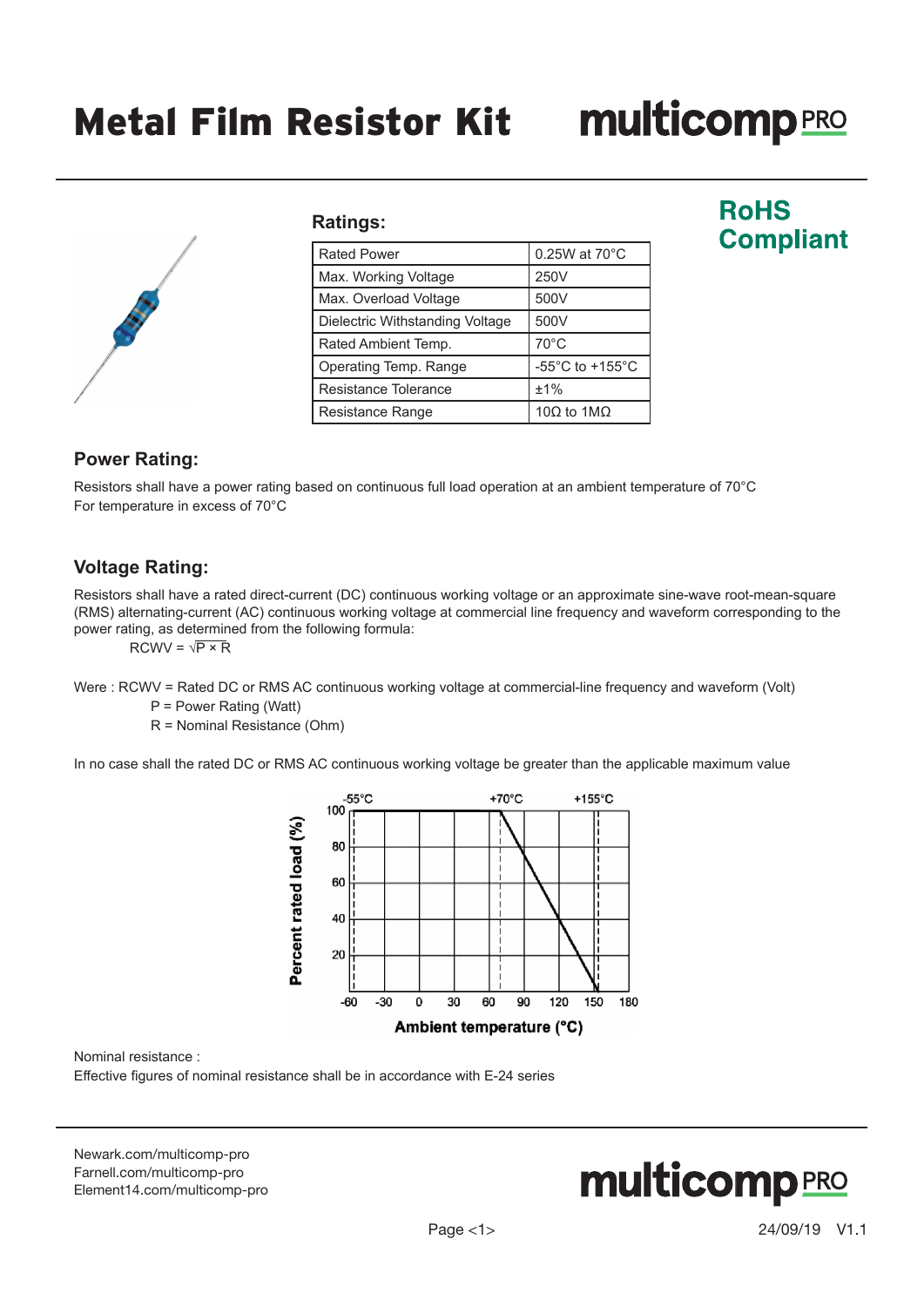# Metal Film Resistor Kit

**RoHS Compliant**

## Ratings:

| Rated Power | 0.25W at 70°C |
|---|---|
| Max. Working Voltage | 250V |
| Max. Overload Voltage | 500V |
| Dielectric Withstanding Voltage | 500V |
| Rated Ambient Temp. | 70°C |
| Operating Temp. Range | -55°C to +155°C |
| Resistance Tolerance | ±1% |
| Resistance Range | 10Ω to 1MΩ |

## Power Rating:

Resistors shall have a power rating based on continuous full load operation at an ambient temperature of 70°C
For temperature in excess of 70°C

## Voltage Rating:

Resistors shall have a rated direct-current (DC) continuous working voltage or an approximate sine-wave root-mean-square (RMS) alternating-current (AC) continuous working voltage at commercial line frequency and waveform corresponding to the power rating, as determined from the following formula:

$$RCWV = \sqrt{P \times R}$$

Were : RCWV = Rated DC or RMS AC continuous working voltage at commercial-line frequency and waveform (Volt)
P = Power Rating (Watt)
R = Nominal Resistance (Ohm)

In no case shall the rated DC or RMS AC continuous working voltage be greater than the applicable maximum value

Nominal resistance :
Effective figures of nominal resistance shall be in accordance with E-24 series

Newark.com/multicomp-pro
Farnell.com/multicomp-pro
Element14.com/multicomp-pro

24/09/19 V1.1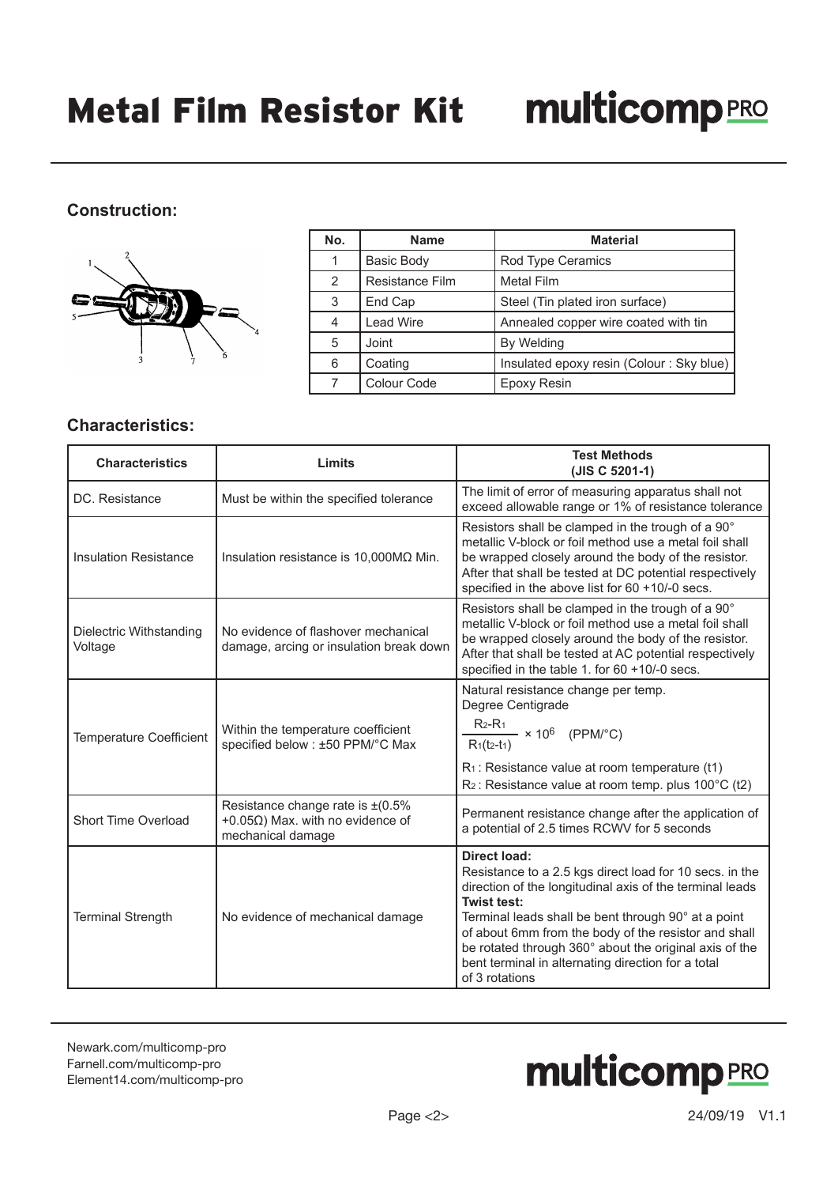# Metal Film Resistor Kit

## Construction:

| No. | Name | Material |
|---|---|---|
| 1 | Basic Body | Rod Type Ceramics |
| 2 | Resistance Film | Metal Film |
| 3 | End Cap | Steel (Tin plated iron surface) |
| 4 | Lead Wire | Annealed copper wire coated with tin |
| 5 | Joint | By Welding |
| 6 | Coating | Insulated epoxy resin (Colour : Sky blue) |
| 7 | Colour Code | Epoxy Resin |

## Characteristics:

| Characteristics | Limits | Test Methods (JIS C 5201-1) |
|---|---|---|
| DC. Resistance | Must be within the specified tolerance | The limit of error of measuring apparatus shall not exceed allowable range or 1% of resistance tolerance |
| Insulation Resistance | Insulation resistance is 10,000MΩ Min. | Resistors shall be clamped in the trough of a 90° metallic V-block or foil method use a metal foil shall be wrapped closely around the body of the resistor. After that shall be tested at DC potential respectively specified in the above list for 60 +10/-0 secs. |
| Dielectric Withstanding Voltage | No evidence of flashover mechanical damage, arcing or insulation break down | Resistors shall be clamped in the trough of a 90° metallic V-block or foil method use a metal foil shall be wrapped closely around the body of the resistor. After that shall be tested at AC potential respectively specified in the table 1. for 60 +10/-0 secs. |
| Temperature Coefficient | Within the temperature coefficient specified below : ±50 PPM/°C Max | Natural resistance change per temp. Degree Centigrade $\frac{R_2-R_1}{R_1(t_2-t_1)} \times 10^6$ (PPM/°C) $R_1$ : Resistance value at room temperature (t1) $R_2$ : Resistance value at room temp. plus 100°C (t2) |
| Short Time Overload | Resistance change rate is ±(0.5% +0.05Ω) Max. with no evidence of mechanical damage | Permanent resistance change after the application of a potential of 2.5 times RCWV for 5 seconds |
| Terminal Strength | No evidence of mechanical damage | **Direct load:** Resistance to a 2.5 kgs direct load for 10 secs. in the direction of the longitudinal axis of the terminal leads **Twist test:** Terminal leads shall be bent through 90° at a point of about 6mm from the body of the resistor and shall be rotated through 360° about the original axis of the bent terminal in alternating direction for a total of 3 rotations |

Newark.com/multicomp-pro
Farnell.com/multicomp-pro
Element14.com/multicomp-pro

24/09/19 V1.1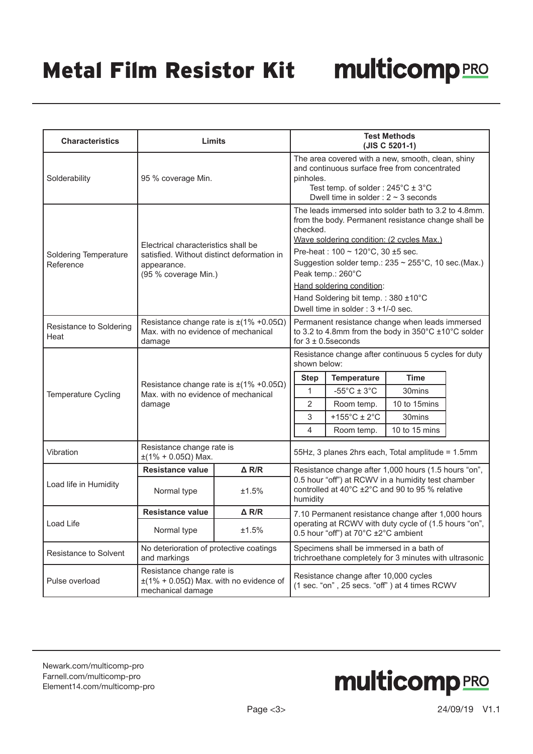# Metal Film Resistor Kit

| Characteristics | Limits | | Test Methods (JIS C 5201-1) |
|---|---|---|---|
| Solderability | 95 % coverage Min. | | The area covered with a new, smooth, clean, shiny and continuous surface free from concentrated pinholes. Test temp. of solder : 245°C ± 3°C Dwell time in solder : 2 ~ 3 seconds |
| Soldering Temperature Reference | Electrical characteristics shall be satisfied. Without distinct deformation in appearance. (95 % coverage Min.) | | The leads immersed into solder bath to 3.2 to 4.8mm. from the body. Permanent resistance change shall be checked. Wave soldering condition: (2 cycles Max.) Pre-heat : 100 ~ 120°C, 30 ±5 sec. Suggestion solder temp.: 235 ~ 255°C, 10 sec.(Max.) Peak temp.: 260°C Hand soldering condition: Hand Soldering bit temp. : 380 ±10°C Dwell time in solder : 3 +1/-0 sec. |
| Resistance to Soldering Heat | Resistance change rate is ±(1% +0.05Ω) Max. with no evidence of mechanical damage | | Permanent resistance change when leads immersed to 3.2 to 4.8mm from the body in 350°C ±10°C solder for 3 ± 0.5seconds |
| Temperature Cycling | Resistance change rate is ±(1% +0.05Ω) Max. with no evidence of mechanical damage | | Resistance change after continuous 5 cycles for duty shown below: Step 1: -55°C ± 3°C, 30mins; Step 2: Room temp., 10 to 15mins; Step 3: +155°C ± 2°C, 30mins; Step 4: Room temp., 10 to 15 mins |
| Vibration | Resistance change rate is ±(1% + 0.05Ω) Max. | | 55Hz, 3 planes 2hrs each, Total amplitude = 1.5mm |
| Load life in Humidity | **Resistance value** | **Δ R/R** | Resistance change after 1,000 hours (1.5 hours "on", 0.5 hour "off") at RCWV in a humidity test chamber controlled at 40°C ±2°C and 90 to 95 % relative humidity |
| | Normal type | ±1.5% | |
| Load Life | **Resistance value** | **Δ R/R** | 7.10 Permanent resistance change after 1,000 hours operating at RCWV with duty cycle of (1.5 hours "on", 0.5 hour "off") at 70°C ±2°C ambient |
| | Normal type | ±1.5% | |
| Resistance to Solvent | No deterioration of protective coatings and markings | | Specimens shall be immersed in a bath of trichroethane completely for 3 minutes with ultrasonic |
| Pulse overload | Resistance change rate is ±(1% + 0.05Ω) Max. with no evidence of mechanical damage | | Resistance change after 10,000 cycles (1 sec. "on" , 25 secs. "off" ) at 4 times RCWV |

Temperature Cycling duty:

| Step | Temperature | Time |
|---|---|---|
| 1 | -55°C ± 3°C | 30mins |
| 2 | Room temp. | 10 to 15mins |
| 3 | +155°C ± 2°C | 30mins |
| 4 | Room temp. | 10 to 15 mins |

Newark.com/multicomp-pro
Farnell.com/multicomp-pro
Element14.com/multicomp-pro

24/09/19 V1.1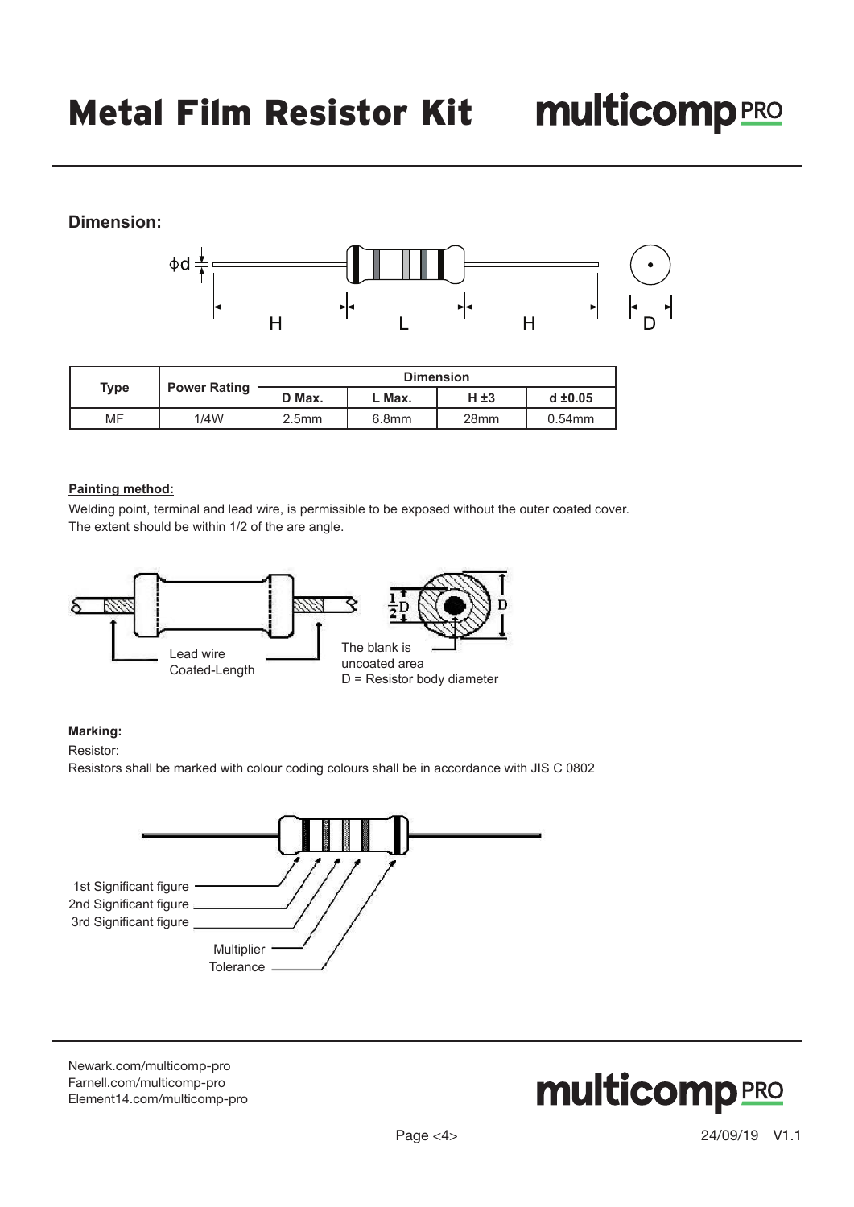# Metal Film Resistor Kit

## Dimension:

| Type | Power Rating | Dimension | | | |
|---|---|---|---|---|---|
| | | D Max. | L Max. | H ±3 | d ±0.05 |
| MF | 1/4W | 2.5mm | 6.8mm | 28mm | 0.54mm |

**Painting method:**

Welding point, terminal and lead wire, is permissible to be exposed without the outer coated cover.
The extent should be within 1/2 of the are angle.

Lead wire Coated-Length

The blank is uncoated area

D = Resistor body diameter

**Marking:**

Resistor:

Resistors shall be marked with colour coding colours shall be in accordance with JIS C 0802

1st Significant figure
2nd Significant figure
3rd Significant figure
Multiplier
Tolerance

Newark.com/multicomp-pro
Farnell.com/multicomp-pro
Element14.com/multicomp-pro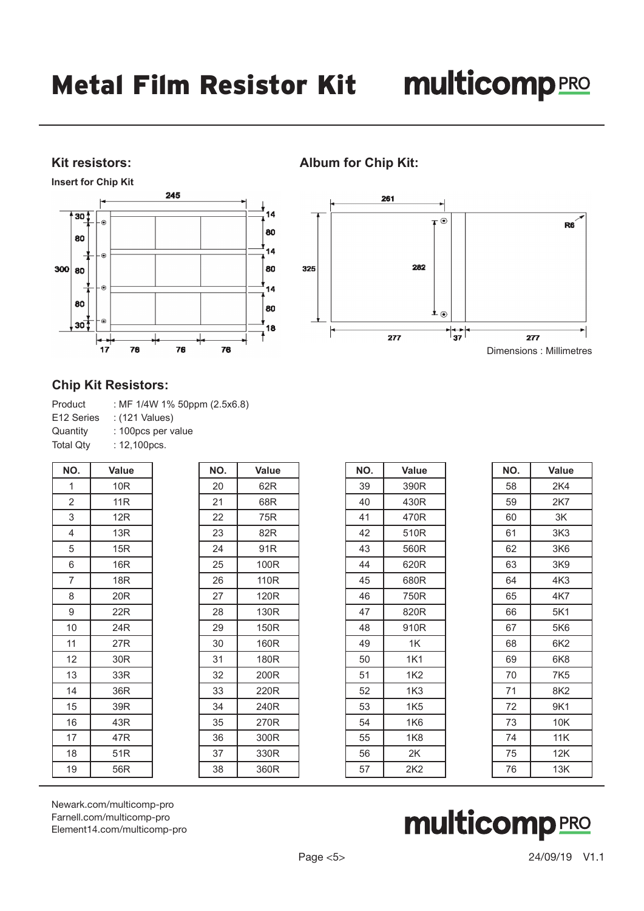# Metal Film Resistor Kit

## Kit resistors:

**Insert for Chip Kit**

## Album for Chip Kit:

Dimensions : Millimetres

## Chip Kit Resistors:

Product : MF 1/4W 1% 50ppm (2.5x6.8)
E12 Series : (121 Values)
Quantity : 100pcs per value
Total Qty : 12,100pcs.

| NO. | Value |
|---|---|
| 1 | 10R |
| 2 | 11R |
| 3 | 12R |
| 4 | 13R |
| 5 | 15R |
| 6 | 16R |
| 7 | 18R |
| 8 | 20R |
| 9 | 22R |
| 10 | 24R |
| 11 | 27R |
| 12 | 30R |
| 13 | 33R |
| 14 | 36R |
| 15 | 39R |
| 16 | 43R |
| 17 | 47R |
| 18 | 51R |
| 19 | 56R |

| NO. | Value |
|---|---|
| 20 | 62R |
| 21 | 68R |
| 22 | 75R |
| 23 | 82R |
| 24 | 91R |
| 25 | 100R |
| 26 | 110R |
| 27 | 120R |
| 28 | 130R |
| 29 | 150R |
| 30 | 160R |
| 31 | 180R |
| 32 | 200R |
| 33 | 220R |
| 34 | 240R |
| 35 | 270R |
| 36 | 300R |
| 37 | 330R |
| 38 | 360R |

| NO. | Value |
|---|---|
| 39 | 390R |
| 40 | 430R |
| 41 | 470R |
| 42 | 510R |
| 43 | 560R |
| 44 | 620R |
| 45 | 680R |
| 46 | 750R |
| 47 | 820R |
| 48 | 910R |
| 49 | 1K |
| 50 | 1K1 |
| 51 | 1K2 |
| 52 | 1K3 |
| 53 | 1K5 |
| 54 | 1K6 |
| 55 | 1K8 |
| 56 | 2K |
| 57 | 2K2 |

| NO. | Value |
|---|---|
| 58 | 2K4 |
| 59 | 2K7 |
| 60 | 3K |
| 61 | 3K3 |
| 62 | 3K6 |
| 63 | 3K9 |
| 64 | 4K3 |
| 65 | 4K7 |
| 66 | 5K1 |
| 67 | 5K6 |
| 68 | 6K2 |
| 69 | 6K8 |
| 70 | 7K5 |
| 71 | 8K2 |
| 72 | 9K1 |
| 73 | 10K |
| 74 | 11K |
| 75 | 12K |
| 76 | 13K |

Newark.com/multicomp-pro
Farnell.com/multicomp-pro
Element14.com/multicomp-pro

24/09/19 V1.1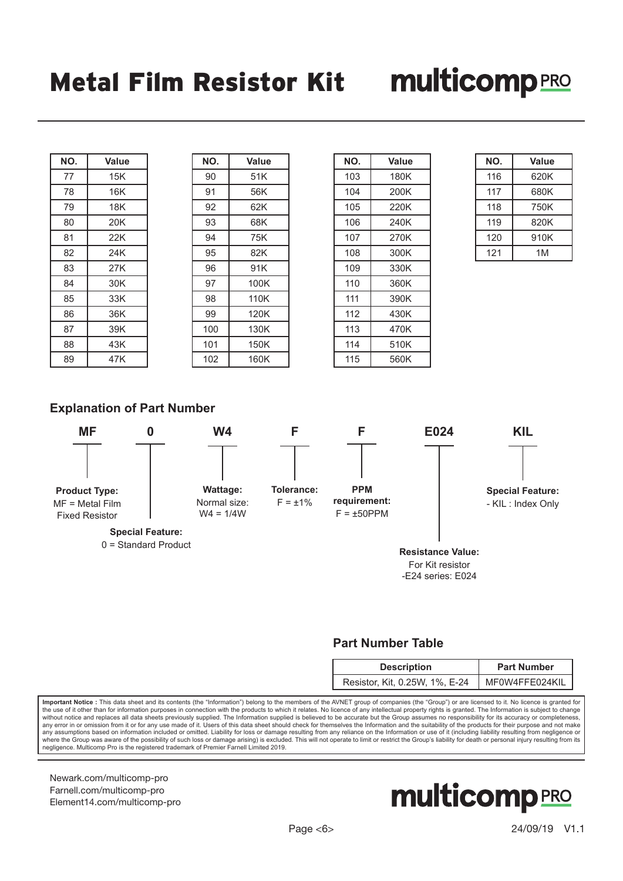# Metal Film Resistor Kit

| NO. | Value |
|---|---|
| 77 | 15K |
| 78 | 16K |
| 79 | 18K |
| 80 | 20K |
| 81 | 22K |
| 82 | 24K |
| 83 | 27K |
| 84 | 30K |
| 85 | 33K |
| 86 | 36K |
| 87 | 39K |
| 88 | 43K |
| 89 | 47K |

| NO. | Value |
|---|---|
| 90 | 51K |
| 91 | 56K |
| 92 | 62K |
| 93 | 68K |
| 94 | 75K |
| 95 | 82K |
| 96 | 91K |
| 97 | 100K |
| 98 | 110K |
| 99 | 120K |
| 100 | 130K |
| 101 | 150K |
| 102 | 160K |

| NO. | Value |
|---|---|
| 103 | 180K |
| 104 | 200K |
| 105 | 220K |
| 106 | 240K |
| 107 | 270K |
| 108 | 300K |
| 109 | 330K |
| 110 | 360K |
| 111 | 390K |
| 112 | 430K |
| 113 | 470K |
| 114 | 510K |
| 115 | 560K |

| NO. | Value |
|---|---|
| 116 | 620K |
| 117 | 680K |
| 118 | 750K |
| 119 | 820K |
| 120 | 910K |
| 121 | 1M |

## Explanation of Part Number

MF 0 W4 F F E024 KIL

- **MF** — **Product Type:** MF = Metal Film Fixed Resistor
- **0** — **Special Feature:** 0 = Standard Product
- **W4** — **Wattage:** Normal size: W4 = 1/4W
- **F** — **Tolerance:** F = ±1%
- **F** — **PPM requirement:** F = ±50PPM
- **E024** — **Resistance Value:** For Kit resistor -E24 series: E024
- **KIL** — **Special Feature:** - KIL : Index Only

## Part Number Table

| Description | Part Number |
|---|---|
| Resistor, Kit, 0.25W, 1%, E-24 | MF0W4FFE024KIL |

**Important Notice :** This data sheet and its contents (the "Information") belong to the members of the AVNET group of companies (the "Group") or are licensed to it. No licence is granted for the use of it other than for information purposes in connection with the products to which it relates. No licence of any intellectual property rights is granted. The Information is subject to change without notice and replaces all data sheets previously supplied. The Information supplied is believed to be accurate but the Group assumes no responsibility for its accuracy or completeness, any error in or omission from it or for any use made of it. Users of this data sheet should check for themselves the Information and the suitability of the products for their purpose and not make any assumptions based on information included or omitted. Liability for loss or damage resulting from any reliance on the Information or use of it (including liability resulting from negligence or where the Group was aware of the possibility of such loss or damage arising) is excluded. This will not operate to limit or restrict the Group's liability for death or personal injury resulting from its negligence. Multicomp Pro is the registered trademark of Premier Farnell Limited 2019.

Newark.com/multicomp-pro
Farnell.com/multicomp-pro
Element14.com/multicomp-pro

24/09/19 V1.1